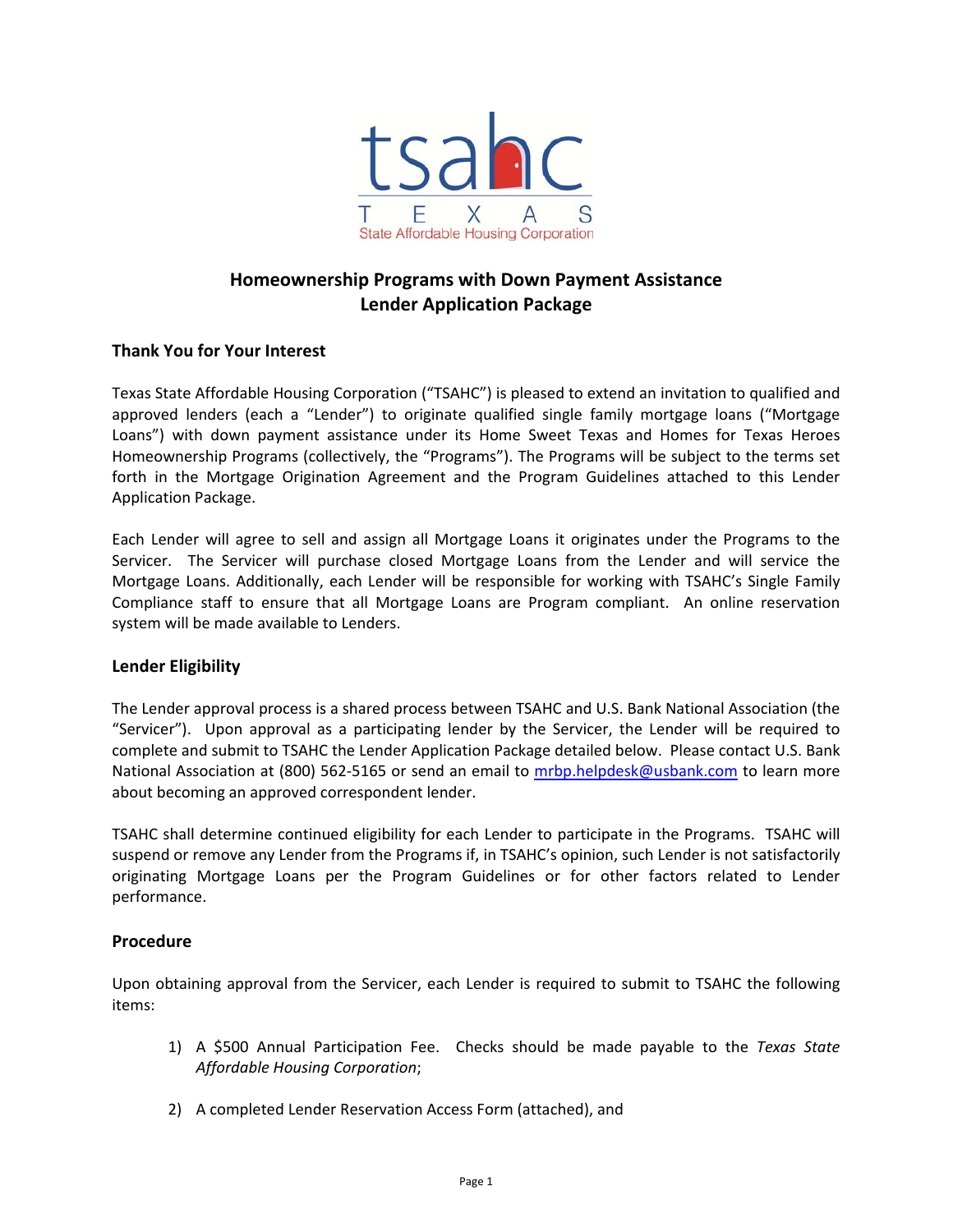tsahc

TEXAS

State Affordable Housing Corporation

# Homeownership Programs with Down Payment Assistance
# Lender Application Package

## Thank You for Your Interest

Texas State Affordable Housing Corporation ("TSAHC") is pleased to extend an invitation to qualified and approved lenders (each a "Lender") to originate qualified single family mortgage loans ("Mortgage Loans") with down payment assistance under its Home Sweet Texas and Homes for Texas Heroes Homeownership Programs (collectively, the "Programs"). The Programs will be subject to the terms set forth in the Mortgage Origination Agreement and the Program Guidelines attached to this Lender Application Package.

Each Lender will agree to sell and assign all Mortgage Loans it originates under the Programs to the Servicer. The Servicer will purchase closed Mortgage Loans from the Lender and will service the Mortgage Loans. Additionally, each Lender will be responsible for working with TSAHC's Single Family Compliance staff to ensure that all Mortgage Loans are Program compliant. An online reservation system will be made available to Lenders.

## Lender Eligibility

The Lender approval process is a shared process between TSAHC and U.S. Bank National Association (the "Servicer"). Upon approval as a participating lender by the Servicer, the Lender will be required to complete and submit to TSAHC the Lender Application Package detailed below. Please contact U.S. Bank National Association at (800) 562-5165 or send an email to mrbp.helpdesk@usbank.com to learn more about becoming an approved correspondent lender.

TSAHC shall determine continued eligibility for each Lender to participate in the Programs. TSAHC will suspend or remove any Lender from the Programs if, in TSAHC's opinion, such Lender is not satisfactorily originating Mortgage Loans per the Program Guidelines or for other factors related to Lender performance.

## Procedure

Upon obtaining approval from the Servicer, each Lender is required to submit to TSAHC the following items:

1) A $500 Annual Participation Fee. Checks should be made payable to the *Texas State Affordable Housing Corporation*;

2) A completed Lender Reservation Access Form (attached), and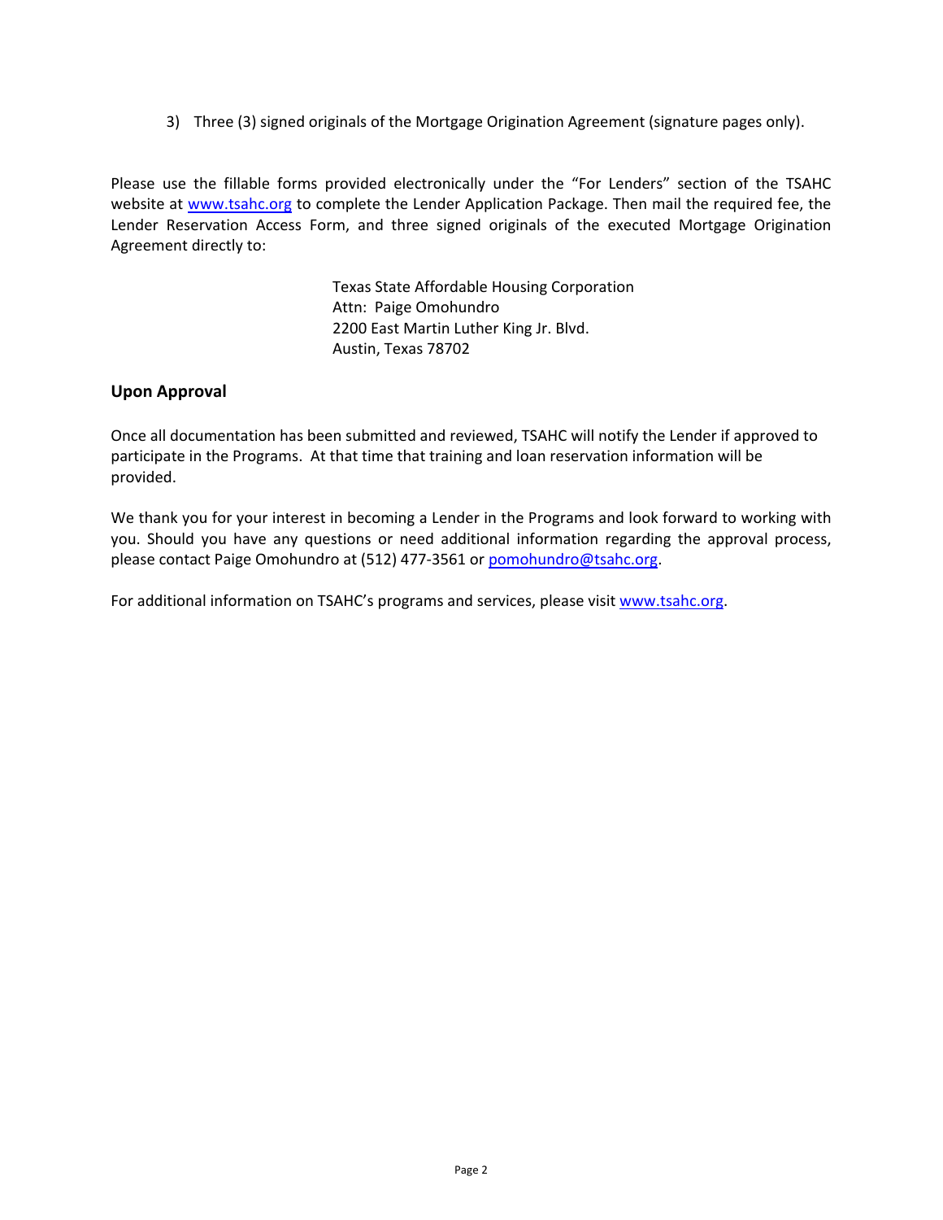3) Three (3) signed originals of the Mortgage Origination Agreement (signature pages only).

Please use the fillable forms provided electronically under the "For Lenders" section of the TSAHC website at www.tsahc.org to complete the Lender Application Package. Then mail the required fee, the Lender Reservation Access Form, and three signed originals of the executed Mortgage Origination Agreement directly to:

Texas State Affordable Housing Corporation
Attn: Paige Omohundro
2200 East Martin Luther King Jr. Blvd.
Austin, Texas 78702

## Upon Approval

Once all documentation has been submitted and reviewed, TSAHC will notify the Lender if approved to participate in the Programs. At that time that training and loan reservation information will be provided.

We thank you for your interest in becoming a Lender in the Programs and look forward to working with you. Should you have any questions or need additional information regarding the approval process, please contact Paige Omohundro at (512) 477-3561 or pomohundro@tsahc.org.

For additional information on TSAHC's programs and services, please visit www.tsahc.org.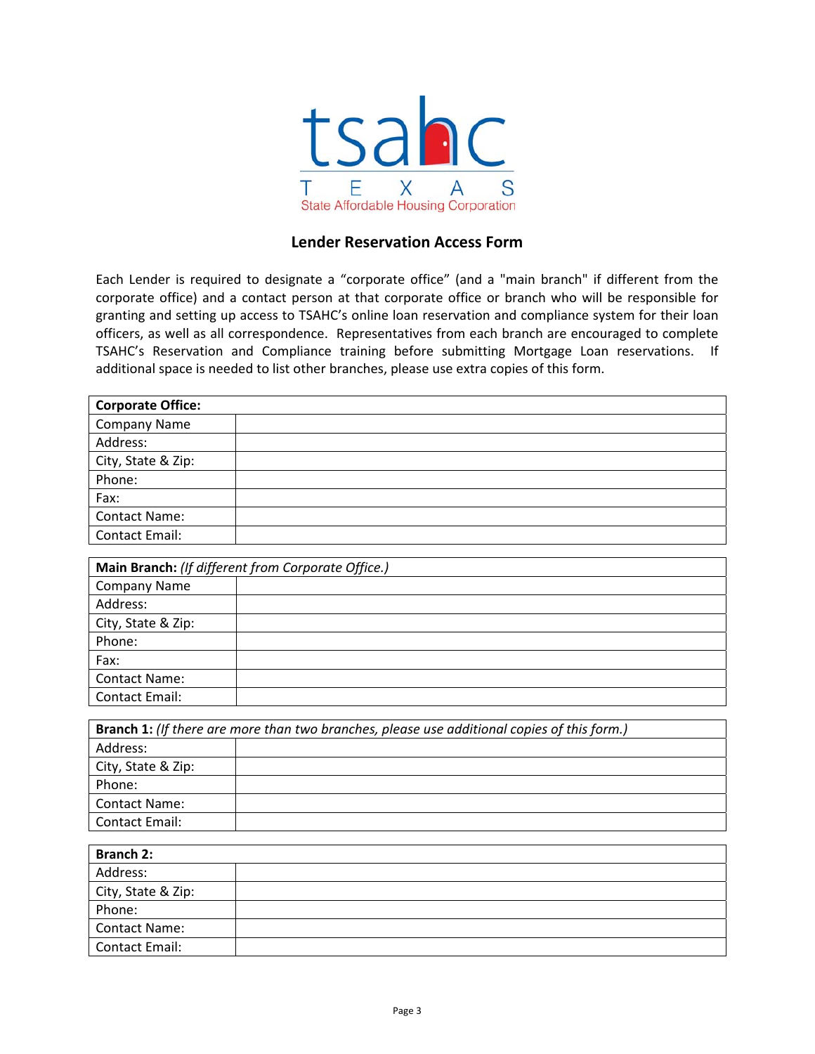tsahc TEXAS State Affordable Housing Corporation

# Lender Reservation Access Form

Each Lender is required to designate a "corporate office" (and a "main branch" if different from the corporate office) and a contact person at that corporate office or branch who will be responsible for granting and setting up access to TSAHC's online loan reservation and compliance system for their loan officers, as well as all correspondence. Representatives from each branch are encouraged to complete TSAHC's Reservation and Compliance training before submitting Mortgage Loan reservations. If additional space is needed to list other branches, please use extra copies of this form.

| **Corporate Office:** | |
|---|---|
| Company Name | |
| Address: | |
| City, State & Zip: | |
| Phone: | |
| Fax: | |
| Contact Name: | |
| Contact Email: | |

| **Main Branch:** *(If different from Corporate Office.)* | |
|---|---|
| Company Name | |
| Address: | |
| City, State & Zip: | |
| Phone: | |
| Fax: | |
| Contact Name: | |
| Contact Email: | |

| **Branch 1:** *(If there are more than two branches, please use additional copies of this form.)* | |
|---|---|
| Address: | |
| City, State & Zip: | |
| Phone: | |
| Contact Name: | |
| Contact Email: | |

| **Branch 2:** | |
|---|---|
| Address: | |
| City, State & Zip: | |
| Phone: | |
| Contact Name: | |
| Contact Email: | |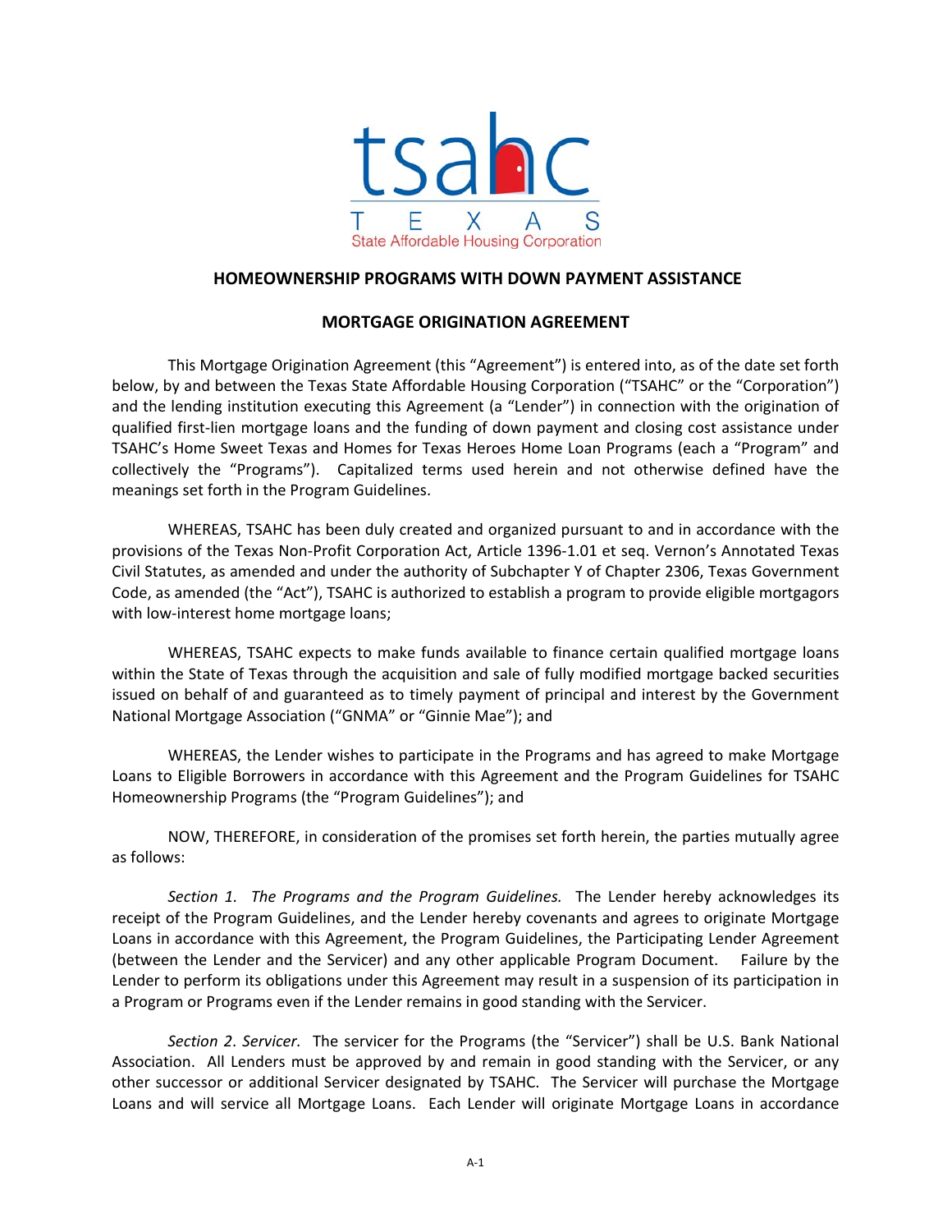tsahc

TEXAS

State Affordable Housing Corporation

## HOMEOWNERSHIP PROGRAMS WITH DOWN PAYMENT ASSISTANCE

## MORTGAGE ORIGINATION AGREEMENT

This Mortgage Origination Agreement (this "Agreement") is entered into, as of the date set forth below, by and between the Texas State Affordable Housing Corporation ("TSAHC" or the "Corporation") and the lending institution executing this Agreement (a "Lender") in connection with the origination of qualified first-lien mortgage loans and the funding of down payment and closing cost assistance under TSAHC's Home Sweet Texas and Homes for Texas Heroes Home Loan Programs (each a "Program" and collectively the "Programs"). Capitalized terms used herein and not otherwise defined have the meanings set forth in the Program Guidelines.

WHEREAS, TSAHC has been duly created and organized pursuant to and in accordance with the provisions of the Texas Non-Profit Corporation Act, Article 1396-1.01 et seq. Vernon's Annotated Texas Civil Statutes, as amended and under the authority of Subchapter Y of Chapter 2306, Texas Government Code, as amended (the "Act"), TSAHC is authorized to establish a program to provide eligible mortgagors with low-interest home mortgage loans;

WHEREAS, TSAHC expects to make funds available to finance certain qualified mortgage loans within the State of Texas through the acquisition and sale of fully modified mortgage backed securities issued on behalf of and guaranteed as to timely payment of principal and interest by the Government National Mortgage Association ("GNMA" or "Ginnie Mae"); and

WHEREAS, the Lender wishes to participate in the Programs and has agreed to make Mortgage Loans to Eligible Borrowers in accordance with this Agreement and the Program Guidelines for TSAHC Homeownership Programs (the "Program Guidelines"); and

NOW, THEREFORE, in consideration of the promises set forth herein, the parties mutually agree as follows:

*Section 1. The Programs and the Program Guidelines.* The Lender hereby acknowledges its receipt of the Program Guidelines, and the Lender hereby covenants and agrees to originate Mortgage Loans in accordance with this Agreement, the Program Guidelines, the Participating Lender Agreement (between the Lender and the Servicer) and any other applicable Program Document. Failure by the Lender to perform its obligations under this Agreement may result in a suspension of its participation in a Program or Programs even if the Lender remains in good standing with the Servicer.

*Section 2. Servicer.* The servicer for the Programs (the "Servicer") shall be U.S. Bank National Association. All Lenders must be approved by and remain in good standing with the Servicer, or any other successor or additional Servicer designated by TSAHC. The Servicer will purchase the Mortgage Loans and will service all Mortgage Loans. Each Lender will originate Mortgage Loans in accordance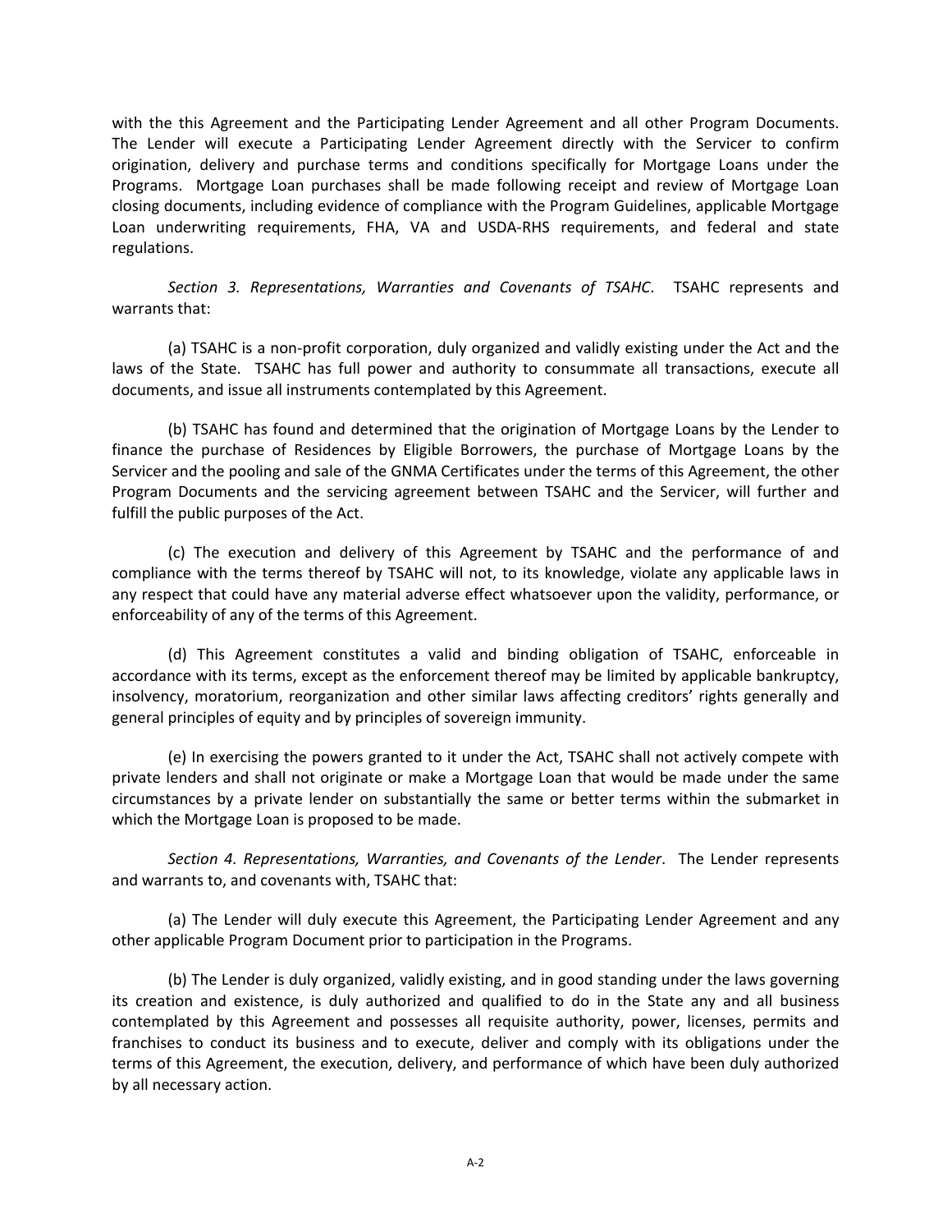with the this Agreement and the Participating Lender Agreement and all other Program Documents. The Lender will execute a Participating Lender Agreement directly with the Servicer to confirm origination, delivery and purchase terms and conditions specifically for Mortgage Loans under the Programs. Mortgage Loan purchases shall be made following receipt and review of Mortgage Loan closing documents, including evidence of compliance with the Program Guidelines, applicable Mortgage Loan underwriting requirements, FHA, VA and USDA-RHS requirements, and federal and state regulations.

*Section 3. Representations, Warranties and Covenants of TSAHC*. TSAHC represents and warrants that:

(a) TSAHC is a non-profit corporation, duly organized and validly existing under the Act and the laws of the State. TSAHC has full power and authority to consummate all transactions, execute all documents, and issue all instruments contemplated by this Agreement.

(b) TSAHC has found and determined that the origination of Mortgage Loans by the Lender to finance the purchase of Residences by Eligible Borrowers, the purchase of Mortgage Loans by the Servicer and the pooling and sale of the GNMA Certificates under the terms of this Agreement, the other Program Documents and the servicing agreement between TSAHC and the Servicer, will further and fulfill the public purposes of the Act.

(c) The execution and delivery of this Agreement by TSAHC and the performance of and compliance with the terms thereof by TSAHC will not, to its knowledge, violate any applicable laws in any respect that could have any material adverse effect whatsoever upon the validity, performance, or enforceability of any of the terms of this Agreement.

(d) This Agreement constitutes a valid and binding obligation of TSAHC, enforceable in accordance with its terms, except as the enforcement thereof may be limited by applicable bankruptcy, insolvency, moratorium, reorganization and other similar laws affecting creditors' rights generally and general principles of equity and by principles of sovereign immunity.

(e) In exercising the powers granted to it under the Act, TSAHC shall not actively compete with private lenders and shall not originate or make a Mortgage Loan that would be made under the same circumstances by a private lender on substantially the same or better terms within the submarket in which the Mortgage Loan is proposed to be made.

*Section 4. Representations, Warranties, and Covenants of the Lender*. The Lender represents and warrants to, and covenants with, TSAHC that:

(a) The Lender will duly execute this Agreement, the Participating Lender Agreement and any other applicable Program Document prior to participation in the Programs.

(b) The Lender is duly organized, validly existing, and in good standing under the laws governing its creation and existence, is duly authorized and qualified to do in the State any and all business contemplated by this Agreement and possesses all requisite authority, power, licenses, permits and franchises to conduct its business and to execute, deliver and comply with its obligations under the terms of this Agreement, the execution, delivery, and performance of which have been duly authorized by all necessary action.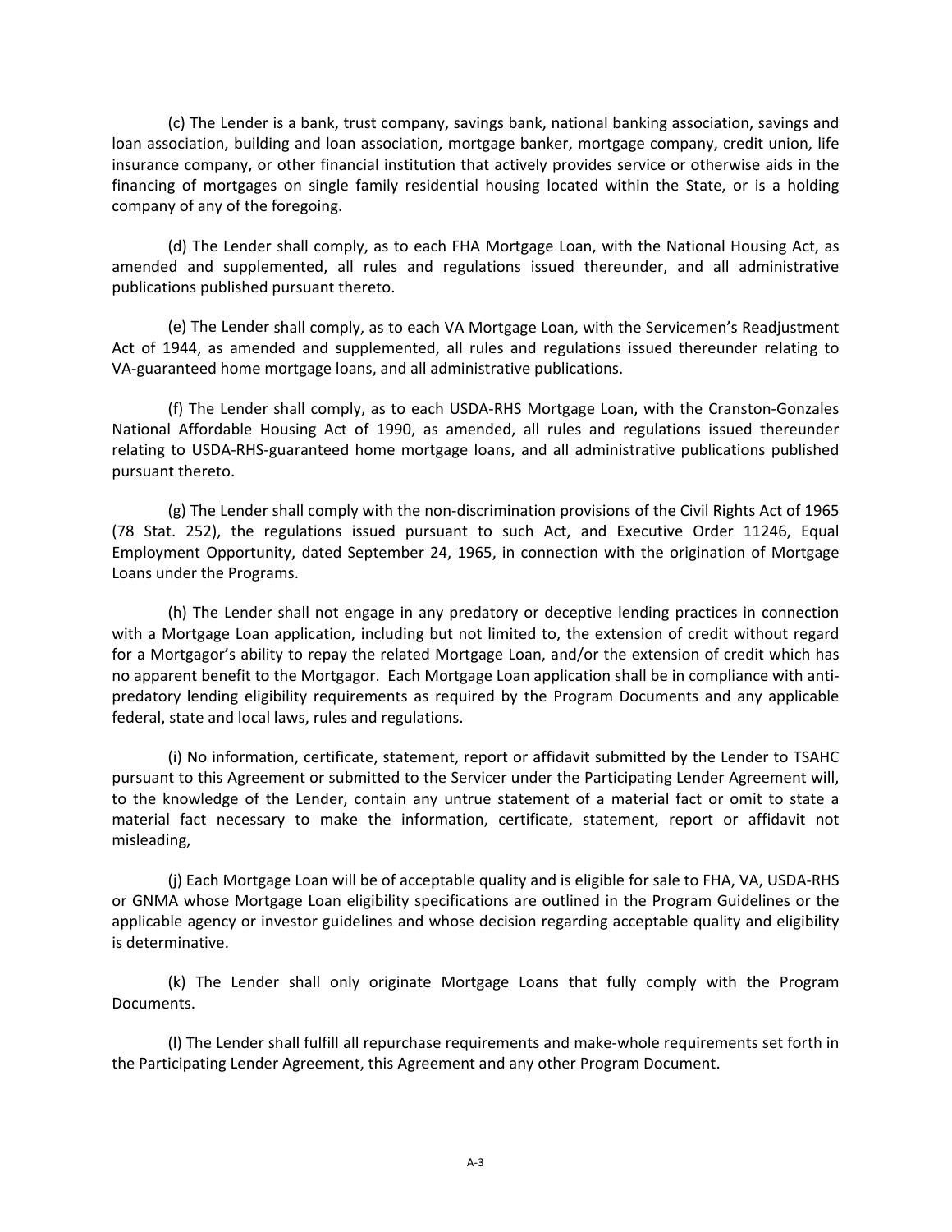(c) The Lender is a bank, trust company, savings bank, national banking association, savings and loan association, building and loan association, mortgage banker, mortgage company, credit union, life insurance company, or other financial institution that actively provides service or otherwise aids in the financing of mortgages on single family residential housing located within the State, or is a holding company of any of the foregoing.

(d) The Lender shall comply, as to each FHA Mortgage Loan, with the National Housing Act, as amended and supplemented, all rules and regulations issued thereunder, and all administrative publications published pursuant thereto.

(e) The Lender shall comply, as to each VA Mortgage Loan, with the Servicemen's Readjustment Act of 1944, as amended and supplemented, all rules and regulations issued thereunder relating to VA-guaranteed home mortgage loans, and all administrative publications.

(f) The Lender shall comply, as to each USDA-RHS Mortgage Loan, with the Cranston-Gonzales National Affordable Housing Act of 1990, as amended, all rules and regulations issued thereunder relating to USDA-RHS-guaranteed home mortgage loans, and all administrative publications published pursuant thereto.

(g) The Lender shall comply with the non-discrimination provisions of the Civil Rights Act of 1965 (78 Stat. 252), the regulations issued pursuant to such Act, and Executive Order 11246, Equal Employment Opportunity, dated September 24, 1965, in connection with the origination of Mortgage Loans under the Programs.

(h) The Lender shall not engage in any predatory or deceptive lending practices in connection with a Mortgage Loan application, including but not limited to, the extension of credit without regard for a Mortgagor's ability to repay the related Mortgage Loan, and/or the extension of credit which has no apparent benefit to the Mortgagor. Each Mortgage Loan application shall be in compliance with anti-predatory lending eligibility requirements as required by the Program Documents and any applicable federal, state and local laws, rules and regulations.

(i) No information, certificate, statement, report or affidavit submitted by the Lender to TSAHC pursuant to this Agreement or submitted to the Servicer under the Participating Lender Agreement will, to the knowledge of the Lender, contain any untrue statement of a material fact or omit to state a material fact necessary to make the information, certificate, statement, report or affidavit not misleading,

(j) Each Mortgage Loan will be of acceptable quality and is eligible for sale to FHA, VA, USDA-RHS or GNMA whose Mortgage Loan eligibility specifications are outlined in the Program Guidelines or the applicable agency or investor guidelines and whose decision regarding acceptable quality and eligibility is determinative.

(k) The Lender shall only originate Mortgage Loans that fully comply with the Program Documents.

(l) The Lender shall fulfill all repurchase requirements and make-whole requirements set forth in the Participating Lender Agreement, this Agreement and any other Program Document.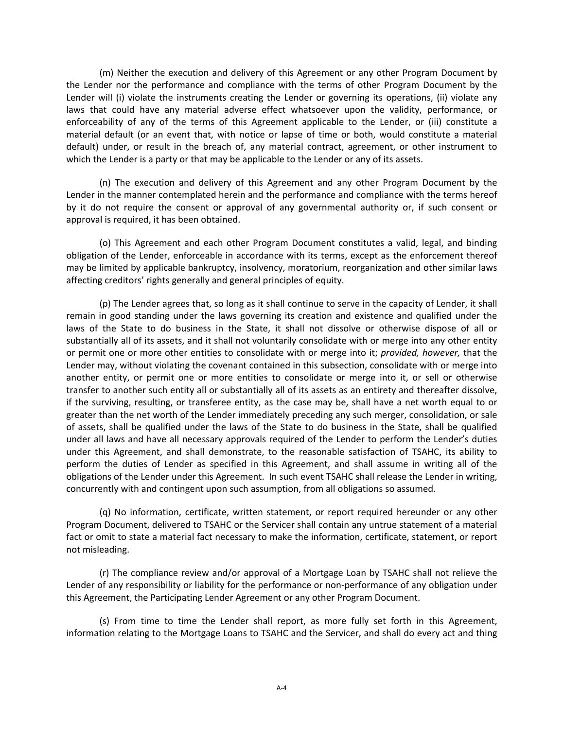(m) Neither the execution and delivery of this Agreement or any other Program Document by the Lender nor the performance and compliance with the terms of other Program Document by the Lender will (i) violate the instruments creating the Lender or governing its operations, (ii) violate any laws that could have any material adverse effect whatsoever upon the validity, performance, or enforceability of any of the terms of this Agreement applicable to the Lender, or (iii) constitute a material default (or an event that, with notice or lapse of time or both, would constitute a material default) under, or result in the breach of, any material contract, agreement, or other instrument to which the Lender is a party or that may be applicable to the Lender or any of its assets.

(n) The execution and delivery of this Agreement and any other Program Document by the Lender in the manner contemplated herein and the performance and compliance with the terms hereof by it do not require the consent or approval of any governmental authority or, if such consent or approval is required, it has been obtained.

(o) This Agreement and each other Program Document constitutes a valid, legal, and binding obligation of the Lender, enforceable in accordance with its terms, except as the enforcement thereof may be limited by applicable bankruptcy, insolvency, moratorium, reorganization and other similar laws affecting creditors' rights generally and general principles of equity.

(p) The Lender agrees that, so long as it shall continue to serve in the capacity of Lender, it shall remain in good standing under the laws governing its creation and existence and qualified under the laws of the State to do business in the State, it shall not dissolve or otherwise dispose of all or substantially all of its assets, and it shall not voluntarily consolidate with or merge into any other entity or permit one or more other entities to consolidate with or merge into it; *provided, however,* that the Lender may, without violating the covenant contained in this subsection, consolidate with or merge into another entity, or permit one or more entities to consolidate or merge into it, or sell or otherwise transfer to another such entity all or substantially all of its assets as an entirety and thereafter dissolve, if the surviving, resulting, or transferee entity, as the case may be, shall have a net worth equal to or greater than the net worth of the Lender immediately preceding any such merger, consolidation, or sale of assets, shall be qualified under the laws of the State to do business in the State, shall be qualified under all laws and have all necessary approvals required of the Lender to perform the Lender's duties under this Agreement, and shall demonstrate, to the reasonable satisfaction of TSAHC, its ability to perform the duties of Lender as specified in this Agreement, and shall assume in writing all of the obligations of the Lender under this Agreement. In such event TSAHC shall release the Lender in writing, concurrently with and contingent upon such assumption, from all obligations so assumed.

(q) No information, certificate, written statement, or report required hereunder or any other Program Document, delivered to TSAHC or the Servicer shall contain any untrue statement of a material fact or omit to state a material fact necessary to make the information, certificate, statement, or report not misleading.

(r) The compliance review and/or approval of a Mortgage Loan by TSAHC shall not relieve the Lender of any responsibility or liability for the performance or non-performance of any obligation under this Agreement, the Participating Lender Agreement or any other Program Document.

(s) From time to time the Lender shall report, as more fully set forth in this Agreement, information relating to the Mortgage Loans to TSAHC and the Servicer, and shall do every act and thing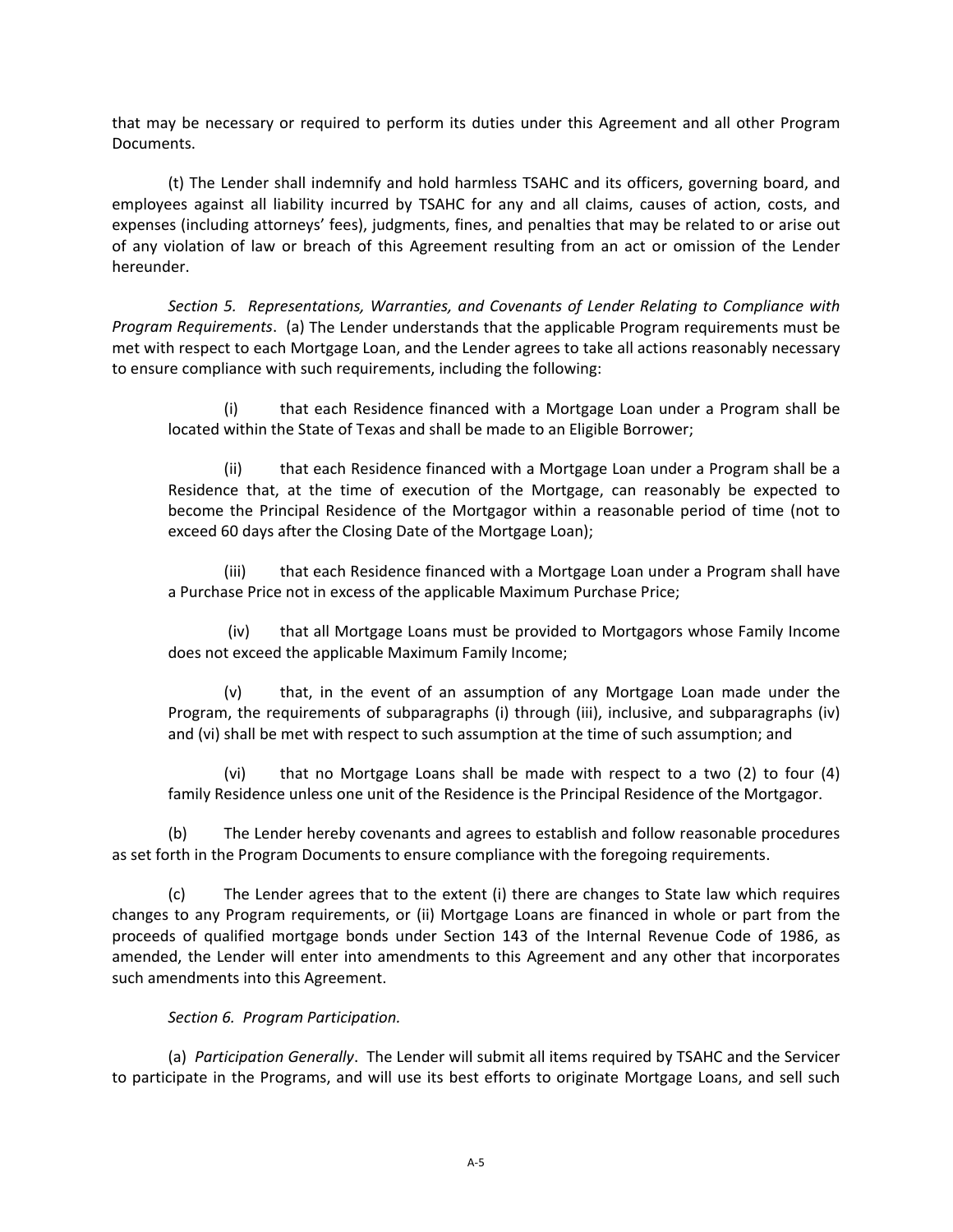that may be necessary or required to perform its duties under this Agreement and all other Program Documents.

(t) The Lender shall indemnify and hold harmless TSAHC and its officers, governing board, and employees against all liability incurred by TSAHC for any and all claims, causes of action, costs, and expenses (including attorneys' fees), judgments, fines, and penalties that may be related to or arise out of any violation of law or breach of this Agreement resulting from an act or omission of the Lender hereunder.

*Section 5. Representations, Warranties, and Covenants of Lender Relating to Compliance with Program Requirements*. (a) The Lender understands that the applicable Program requirements must be met with respect to each Mortgage Loan, and the Lender agrees to take all actions reasonably necessary to ensure compliance with such requirements, including the following:

(i) that each Residence financed with a Mortgage Loan under a Program shall be located within the State of Texas and shall be made to an Eligible Borrower;

(ii) that each Residence financed with a Mortgage Loan under a Program shall be a Residence that, at the time of execution of the Mortgage, can reasonably be expected to become the Principal Residence of the Mortgagor within a reasonable period of time (not to exceed 60 days after the Closing Date of the Mortgage Loan);

(iii) that each Residence financed with a Mortgage Loan under a Program shall have a Purchase Price not in excess of the applicable Maximum Purchase Price;

(iv) that all Mortgage Loans must be provided to Mortgagors whose Family Income does not exceed the applicable Maximum Family Income;

(v) that, in the event of an assumption of any Mortgage Loan made under the Program, the requirements of subparagraphs (i) through (iii), inclusive, and subparagraphs (iv) and (vi) shall be met with respect to such assumption at the time of such assumption; and

(vi) that no Mortgage Loans shall be made with respect to a two (2) to four (4) family Residence unless one unit of the Residence is the Principal Residence of the Mortgagor.

(b) The Lender hereby covenants and agrees to establish and follow reasonable procedures as set forth in the Program Documents to ensure compliance with the foregoing requirements.

(c) The Lender agrees that to the extent (i) there are changes to State law which requires changes to any Program requirements, or (ii) Mortgage Loans are financed in whole or part from the proceeds of qualified mortgage bonds under Section 143 of the Internal Revenue Code of 1986, as amended, the Lender will enter into amendments to this Agreement and any other that incorporates such amendments into this Agreement.

*Section 6. Program Participation.*

(a) *Participation Generally*. The Lender will submit all items required by TSAHC and the Servicer to participate in the Programs, and will use its best efforts to originate Mortgage Loans, and sell such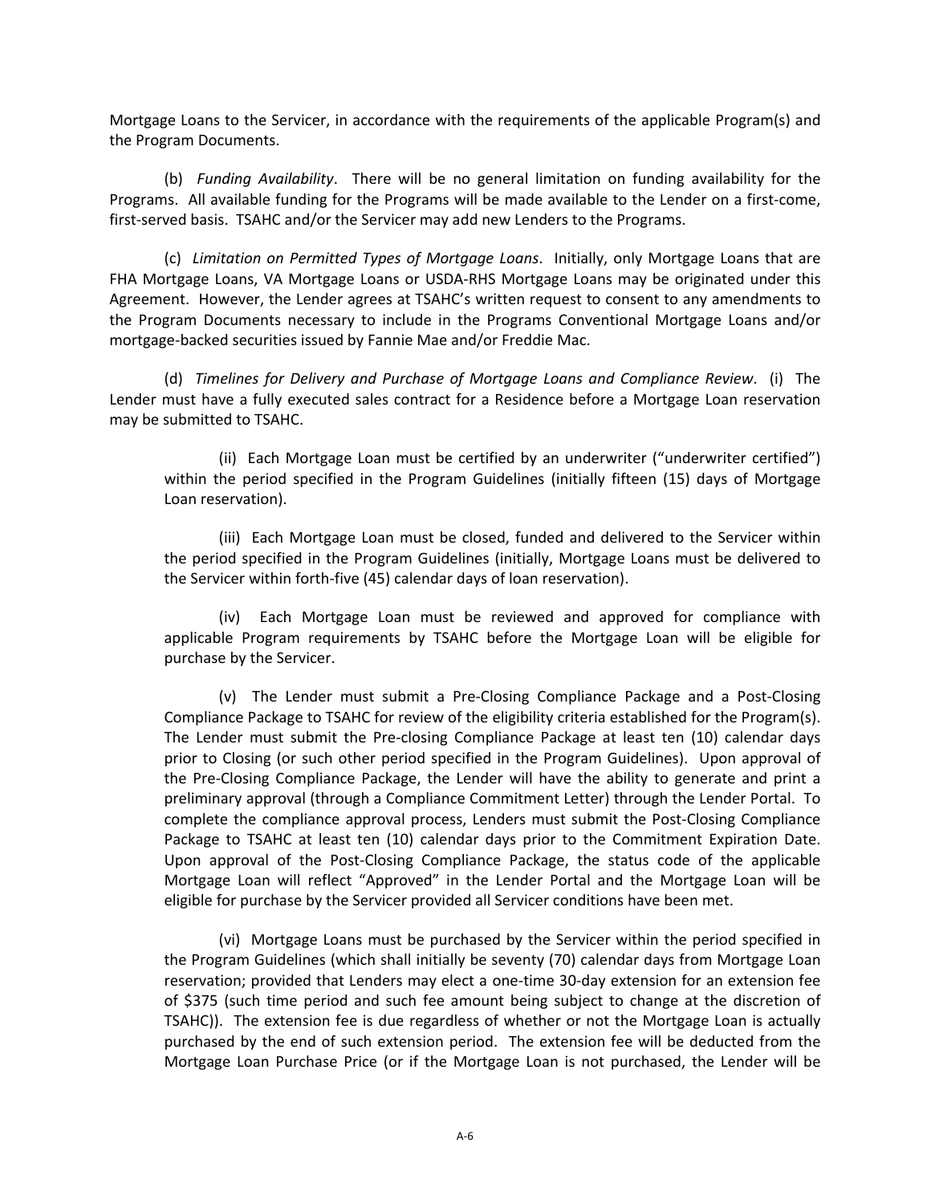Mortgage Loans to the Servicer, in accordance with the requirements of the applicable Program(s) and the Program Documents.

(b) *Funding Availability*. There will be no general limitation on funding availability for the Programs. All available funding for the Programs will be made available to the Lender on a first-come, first-served basis. TSAHC and/or the Servicer may add new Lenders to the Programs.

(c) *Limitation on Permitted Types of Mortgage Loans*. Initially, only Mortgage Loans that are FHA Mortgage Loans, VA Mortgage Loans or USDA-RHS Mortgage Loans may be originated under this Agreement. However, the Lender agrees at TSAHC's written request to consent to any amendments to the Program Documents necessary to include in the Programs Conventional Mortgage Loans and/or mortgage-backed securities issued by Fannie Mae and/or Freddie Mac.

(d) *Timelines for Delivery and Purchase of Mortgage Loans and Compliance Review*. (i) The Lender must have a fully executed sales contract for a Residence before a Mortgage Loan reservation may be submitted to TSAHC.

> (ii) Each Mortgage Loan must be certified by an underwriter ("underwriter certified") within the period specified in the Program Guidelines (initially fifteen (15) days of Mortgage Loan reservation).
>
> (iii) Each Mortgage Loan must be closed, funded and delivered to the Servicer within the period specified in the Program Guidelines (initially, Mortgage Loans must be delivered to the Servicer within forth-five (45) calendar days of loan reservation).
>
> (iv) Each Mortgage Loan must be reviewed and approved for compliance with applicable Program requirements by TSAHC before the Mortgage Loan will be eligible for purchase by the Servicer.
>
> (v) The Lender must submit a Pre-Closing Compliance Package and a Post-Closing Compliance Package to TSAHC for review of the eligibility criteria established for the Program(s). The Lender must submit the Pre-closing Compliance Package at least ten (10) calendar days prior to Closing (or such other period specified in the Program Guidelines). Upon approval of the Pre-Closing Compliance Package, the Lender will have the ability to generate and print a preliminary approval (through a Compliance Commitment Letter) through the Lender Portal. To complete the compliance approval process, Lenders must submit the Post-Closing Compliance Package to TSAHC at least ten (10) calendar days prior to the Commitment Expiration Date. Upon approval of the Post-Closing Compliance Package, the status code of the applicable Mortgage Loan will reflect "Approved" in the Lender Portal and the Mortgage Loan will be eligible for purchase by the Servicer provided all Servicer conditions have been met.
>
> (vi) Mortgage Loans must be purchased by the Servicer within the period specified in the Program Guidelines (which shall initially be seventy (70) calendar days from Mortgage Loan reservation; provided that Lenders may elect a one-time 30-day extension for an extension fee of $375 (such time period and such fee amount being subject to change at the discretion of TSAHC)). The extension fee is due regardless of whether or not the Mortgage Loan is actually purchased by the end of such extension period. The extension fee will be deducted from the Mortgage Loan Purchase Price (or if the Mortgage Loan is not purchased, the Lender will be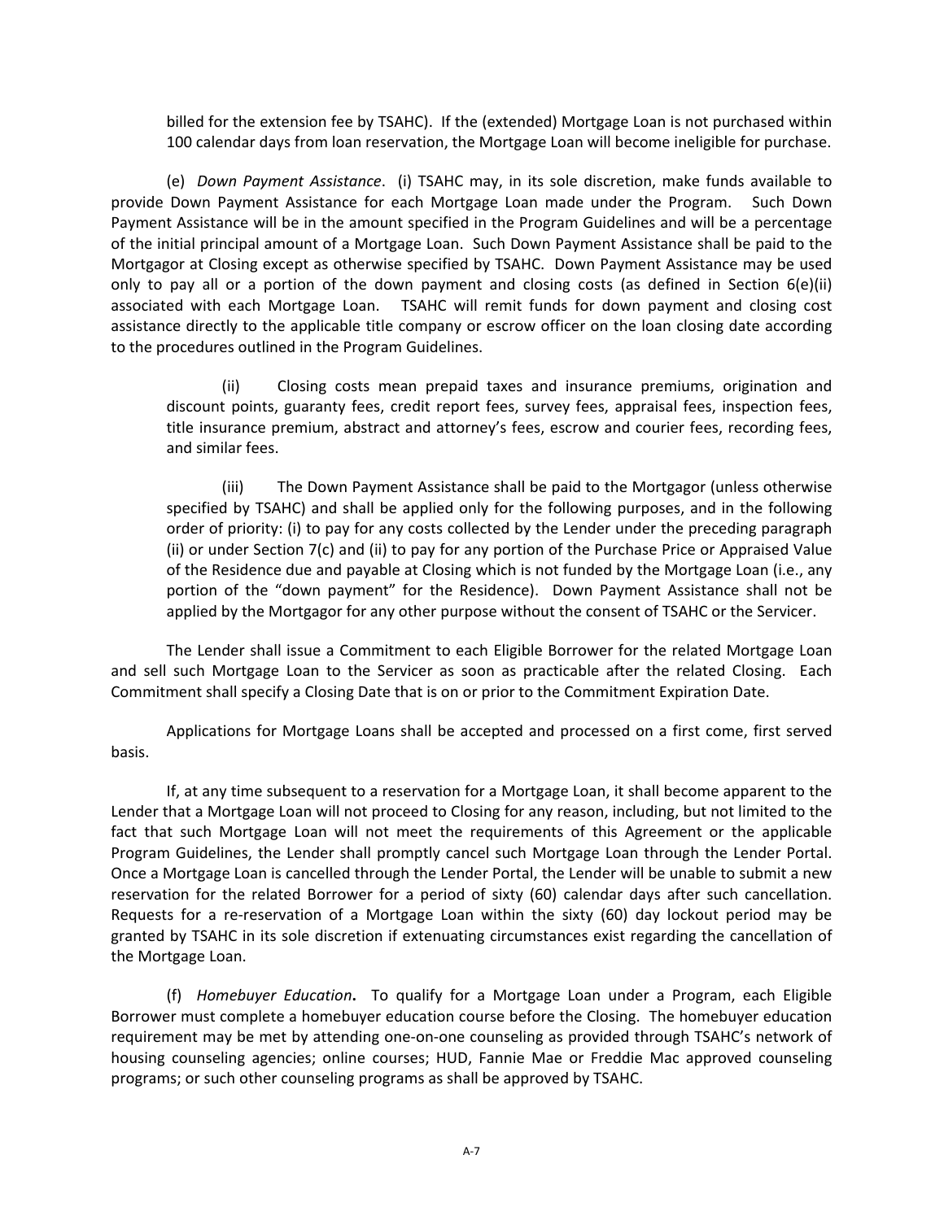billed for the extension fee by TSAHC). If the (extended) Mortgage Loan is not purchased within 100 calendar days from loan reservation, the Mortgage Loan will become ineligible for purchase.

(e) *Down Payment Assistance*. (i) TSAHC may, in its sole discretion, make funds available to provide Down Payment Assistance for each Mortgage Loan made under the Program. Such Down Payment Assistance will be in the amount specified in the Program Guidelines and will be a percentage of the initial principal amount of a Mortgage Loan. Such Down Payment Assistance shall be paid to the Mortgagor at Closing except as otherwise specified by TSAHC. Down Payment Assistance may be used only to pay all or a portion of the down payment and closing costs (as defined in Section 6(e)(ii) associated with each Mortgage Loan. TSAHC will remit funds for down payment and closing cost assistance directly to the applicable title company or escrow officer on the loan closing date according to the procedures outlined in the Program Guidelines.

(ii) Closing costs mean prepaid taxes and insurance premiums, origination and discount points, guaranty fees, credit report fees, survey fees, appraisal fees, inspection fees, title insurance premium, abstract and attorney's fees, escrow and courier fees, recording fees, and similar fees.

(iii) The Down Payment Assistance shall be paid to the Mortgagor (unless otherwise specified by TSAHC) and shall be applied only for the following purposes, and in the following order of priority: (i) to pay for any costs collected by the Lender under the preceding paragraph (ii) or under Section 7(c) and (ii) to pay for any portion of the Purchase Price or Appraised Value of the Residence due and payable at Closing which is not funded by the Mortgage Loan (i.e., any portion of the "down payment" for the Residence). Down Payment Assistance shall not be applied by the Mortgagor for any other purpose without the consent of TSAHC or the Servicer.

The Lender shall issue a Commitment to each Eligible Borrower for the related Mortgage Loan and sell such Mortgage Loan to the Servicer as soon as practicable after the related Closing. Each Commitment shall specify a Closing Date that is on or prior to the Commitment Expiration Date.

Applications for Mortgage Loans shall be accepted and processed on a first come, first served basis.

If, at any time subsequent to a reservation for a Mortgage Loan, it shall become apparent to the Lender that a Mortgage Loan will not proceed to Closing for any reason, including, but not limited to the fact that such Mortgage Loan will not meet the requirements of this Agreement or the applicable Program Guidelines, the Lender shall promptly cancel such Mortgage Loan through the Lender Portal. Once a Mortgage Loan is cancelled through the Lender Portal, the Lender will be unable to submit a new reservation for the related Borrower for a period of sixty (60) calendar days after such cancellation. Requests for a re-reservation of a Mortgage Loan within the sixty (60) day lockout period may be granted by TSAHC in its sole discretion if extenuating circumstances exist regarding the cancellation of the Mortgage Loan.

(f) *Homebuyer Education***.** To qualify for a Mortgage Loan under a Program, each Eligible Borrower must complete a homebuyer education course before the Closing. The homebuyer education requirement may be met by attending one-on-one counseling as provided through TSAHC's network of housing counseling agencies; online courses; HUD, Fannie Mae or Freddie Mac approved counseling programs; or such other counseling programs as shall be approved by TSAHC.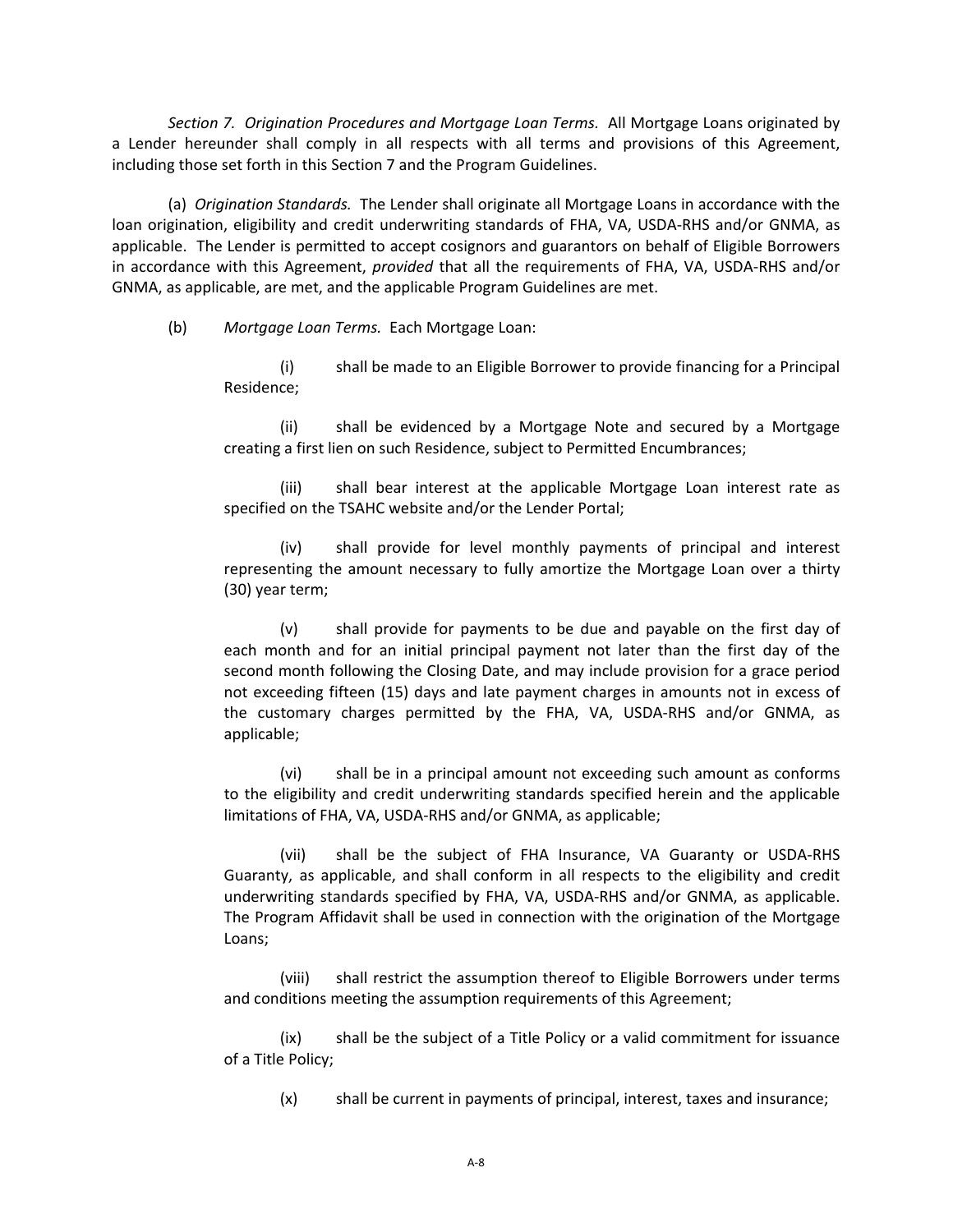*Section 7. Origination Procedures and Mortgage Loan Terms.* All Mortgage Loans originated by a Lender hereunder shall comply in all respects with all terms and provisions of this Agreement, including those set forth in this Section 7 and the Program Guidelines.

(a) *Origination Standards.* The Lender shall originate all Mortgage Loans in accordance with the loan origination, eligibility and credit underwriting standards of FHA, VA, USDA-RHS and/or GNMA, as applicable. The Lender is permitted to accept cosignors and guarantors on behalf of Eligible Borrowers in accordance with this Agreement, *provided* that all the requirements of FHA, VA, USDA-RHS and/or GNMA, as applicable, are met, and the applicable Program Guidelines are met.

(b) *Mortgage Loan Terms.* Each Mortgage Loan:

(i) shall be made to an Eligible Borrower to provide financing for a Principal Residence;

(ii) shall be evidenced by a Mortgage Note and secured by a Mortgage creating a first lien on such Residence, subject to Permitted Encumbrances;

(iii) shall bear interest at the applicable Mortgage Loan interest rate as specified on the TSAHC website and/or the Lender Portal;

(iv) shall provide for level monthly payments of principal and interest representing the amount necessary to fully amortize the Mortgage Loan over a thirty (30) year term;

(v) shall provide for payments to be due and payable on the first day of each month and for an initial principal payment not later than the first day of the second month following the Closing Date, and may include provision for a grace period not exceeding fifteen (15) days and late payment charges in amounts not in excess of the customary charges permitted by the FHA, VA, USDA-RHS and/or GNMA, as applicable;

(vi) shall be in a principal amount not exceeding such amount as conforms to the eligibility and credit underwriting standards specified herein and the applicable limitations of FHA, VA, USDA-RHS and/or GNMA, as applicable;

(vii) shall be the subject of FHA Insurance, VA Guaranty or USDA-RHS Guaranty, as applicable, and shall conform in all respects to the eligibility and credit underwriting standards specified by FHA, VA, USDA-RHS and/or GNMA, as applicable. The Program Affidavit shall be used in connection with the origination of the Mortgage Loans;

(viii) shall restrict the assumption thereof to Eligible Borrowers under terms and conditions meeting the assumption requirements of this Agreement;

(ix) shall be the subject of a Title Policy or a valid commitment for issuance of a Title Policy;

(x) shall be current in payments of principal, interest, taxes and insurance;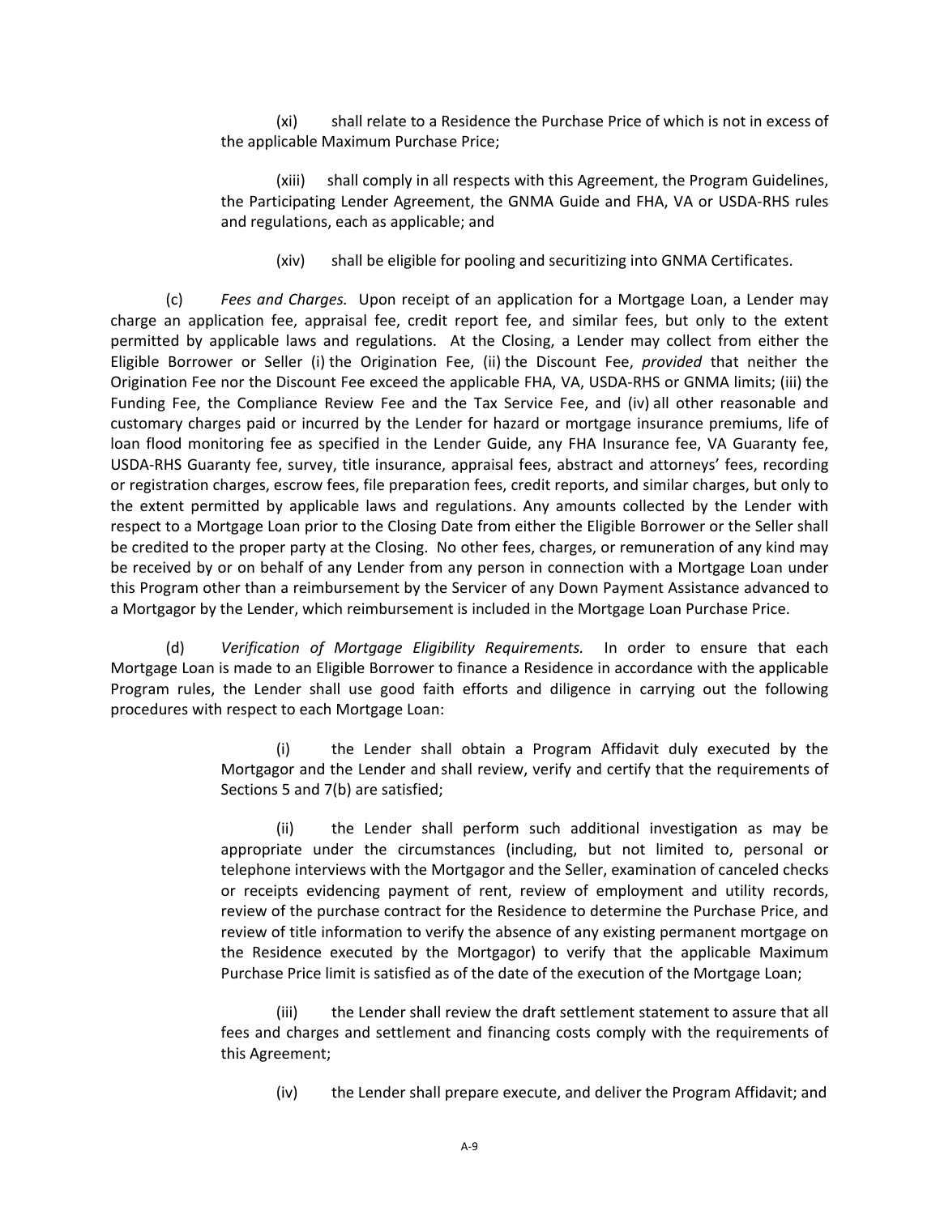(xi) shall relate to a Residence the Purchase Price of which is not in excess of the applicable Maximum Purchase Price;

(xiii) shall comply in all respects with this Agreement, the Program Guidelines, the Participating Lender Agreement, the GNMA Guide and FHA, VA or USDA-RHS rules and regulations, each as applicable; and

(xiv) shall be eligible for pooling and securitizing into GNMA Certificates.

(c) *Fees and Charges.* Upon receipt of an application for a Mortgage Loan, a Lender may charge an application fee, appraisal fee, credit report fee, and similar fees, but only to the extent permitted by applicable laws and regulations. At the Closing, a Lender may collect from either the Eligible Borrower or Seller (i) the Origination Fee, (ii) the Discount Fee, *provided* that neither the Origination Fee nor the Discount Fee exceed the applicable FHA, VA, USDA-RHS or GNMA limits; (iii) the Funding Fee, the Compliance Review Fee and the Tax Service Fee, and (iv) all other reasonable and customary charges paid or incurred by the Lender for hazard or mortgage insurance premiums, life of loan flood monitoring fee as specified in the Lender Guide, any FHA Insurance fee, VA Guaranty fee, USDA-RHS Guaranty fee, survey, title insurance, appraisal fees, abstract and attorneys' fees, recording or registration charges, escrow fees, file preparation fees, credit reports, and similar charges, but only to the extent permitted by applicable laws and regulations. Any amounts collected by the Lender with respect to a Mortgage Loan prior to the Closing Date from either the Eligible Borrower or the Seller shall be credited to the proper party at the Closing. No other fees, charges, or remuneration of any kind may be received by or on behalf of any Lender from any person in connection with a Mortgage Loan under this Program other than a reimbursement by the Servicer of any Down Payment Assistance advanced to a Mortgagor by the Lender, which reimbursement is included in the Mortgage Loan Purchase Price.

(d) *Verification of Mortgage Eligibility Requirements.* In order to ensure that each Mortgage Loan is made to an Eligible Borrower to finance a Residence in accordance with the applicable Program rules, the Lender shall use good faith efforts and diligence in carrying out the following procedures with respect to each Mortgage Loan:

(i) the Lender shall obtain a Program Affidavit duly executed by the Mortgagor and the Lender and shall review, verify and certify that the requirements of Sections 5 and 7(b) are satisfied;

(ii) the Lender shall perform such additional investigation as may be appropriate under the circumstances (including, but not limited to, personal or telephone interviews with the Mortgagor and the Seller, examination of canceled checks or receipts evidencing payment of rent, review of employment and utility records, review of the purchase contract for the Residence to determine the Purchase Price, and review of title information to verify the absence of any existing permanent mortgage on the Residence executed by the Mortgagor) to verify that the applicable Maximum Purchase Price limit is satisfied as of the date of the execution of the Mortgage Loan;

(iii) the Lender shall review the draft settlement statement to assure that all fees and charges and settlement and financing costs comply with the requirements of this Agreement;

(iv) the Lender shall prepare execute, and deliver the Program Affidavit; and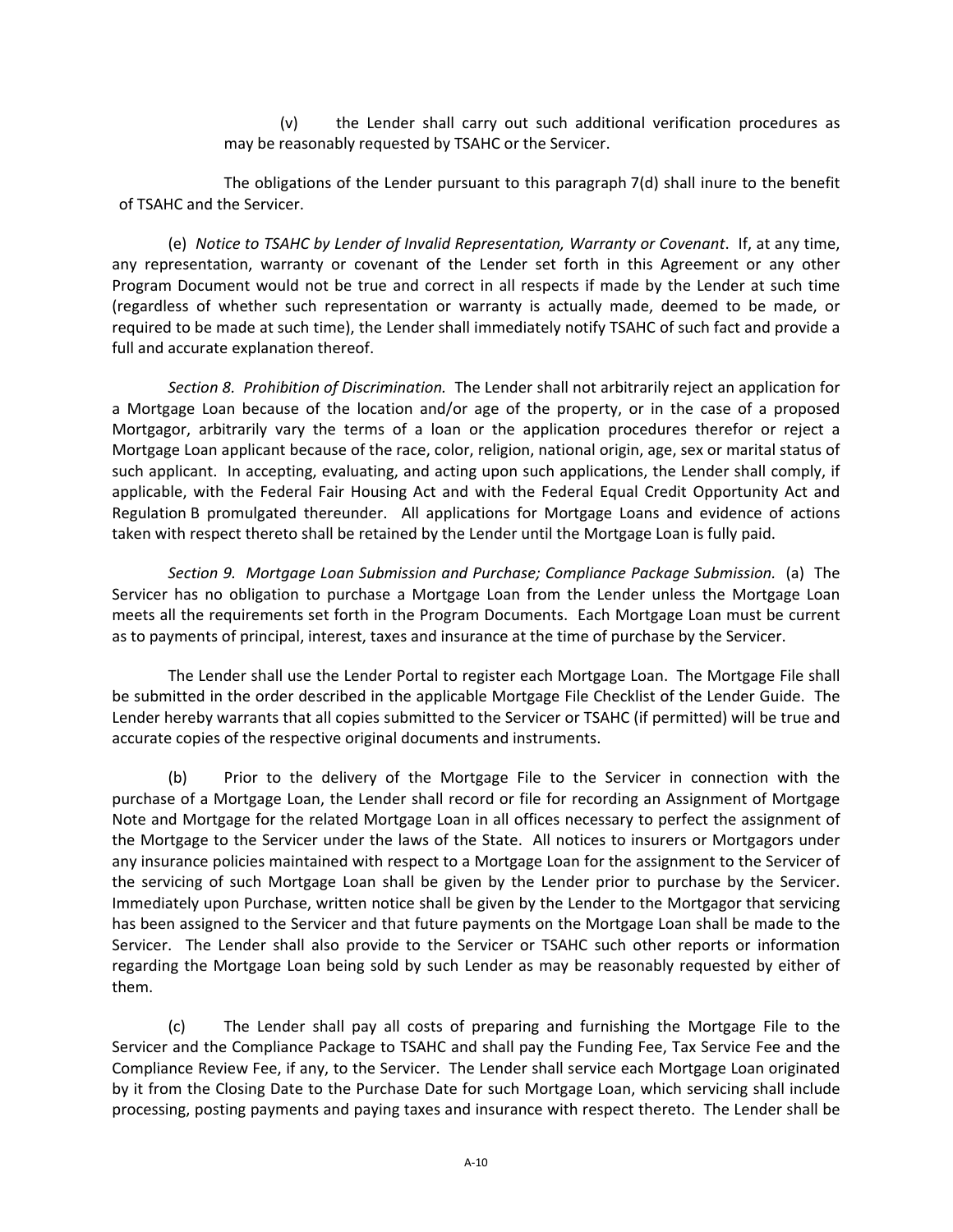(v) the Lender shall carry out such additional verification procedures as may be reasonably requested by TSAHC or the Servicer.

The obligations of the Lender pursuant to this paragraph 7(d) shall inure to the benefit of TSAHC and the Servicer.

(e) *Notice to TSAHC by Lender of Invalid Representation, Warranty or Covenant*. If, at any time, any representation, warranty or covenant of the Lender set forth in this Agreement or any other Program Document would not be true and correct in all respects if made by the Lender at such time (regardless of whether such representation or warranty is actually made, deemed to be made, or required to be made at such time), the Lender shall immediately notify TSAHC of such fact and provide a full and accurate explanation thereof.

*Section 8. Prohibition of Discrimination.* The Lender shall not arbitrarily reject an application for a Mortgage Loan because of the location and/or age of the property, or in the case of a proposed Mortgagor, arbitrarily vary the terms of a loan or the application procedures therefor or reject a Mortgage Loan applicant because of the race, color, religion, national origin, age, sex or marital status of such applicant. In accepting, evaluating, and acting upon such applications, the Lender shall comply, if applicable, with the Federal Fair Housing Act and with the Federal Equal Credit Opportunity Act and Regulation B promulgated thereunder. All applications for Mortgage Loans and evidence of actions taken with respect thereto shall be retained by the Lender until the Mortgage Loan is fully paid.

*Section 9. Mortgage Loan Submission and Purchase; Compliance Package Submission.* (a) The Servicer has no obligation to purchase a Mortgage Loan from the Lender unless the Mortgage Loan meets all the requirements set forth in the Program Documents. Each Mortgage Loan must be current as to payments of principal, interest, taxes and insurance at the time of purchase by the Servicer.

The Lender shall use the Lender Portal to register each Mortgage Loan. The Mortgage File shall be submitted in the order described in the applicable Mortgage File Checklist of the Lender Guide. The Lender hereby warrants that all copies submitted to the Servicer or TSAHC (if permitted) will be true and accurate copies of the respective original documents and instruments.

(b) Prior to the delivery of the Mortgage File to the Servicer in connection with the purchase of a Mortgage Loan, the Lender shall record or file for recording an Assignment of Mortgage Note and Mortgage for the related Mortgage Loan in all offices necessary to perfect the assignment of the Mortgage to the Servicer under the laws of the State. All notices to insurers or Mortgagors under any insurance policies maintained with respect to a Mortgage Loan for the assignment to the Servicer of the servicing of such Mortgage Loan shall be given by the Lender prior to purchase by the Servicer. Immediately upon Purchase, written notice shall be given by the Lender to the Mortgagor that servicing has been assigned to the Servicer and that future payments on the Mortgage Loan shall be made to the Servicer. The Lender shall also provide to the Servicer or TSAHC such other reports or information regarding the Mortgage Loan being sold by such Lender as may be reasonably requested by either of them.

(c) The Lender shall pay all costs of preparing and furnishing the Mortgage File to the Servicer and the Compliance Package to TSAHC and shall pay the Funding Fee, Tax Service Fee and the Compliance Review Fee, if any, to the Servicer. The Lender shall service each Mortgage Loan originated by it from the Closing Date to the Purchase Date for such Mortgage Loan, which servicing shall include processing, posting payments and paying taxes and insurance with respect thereto. The Lender shall be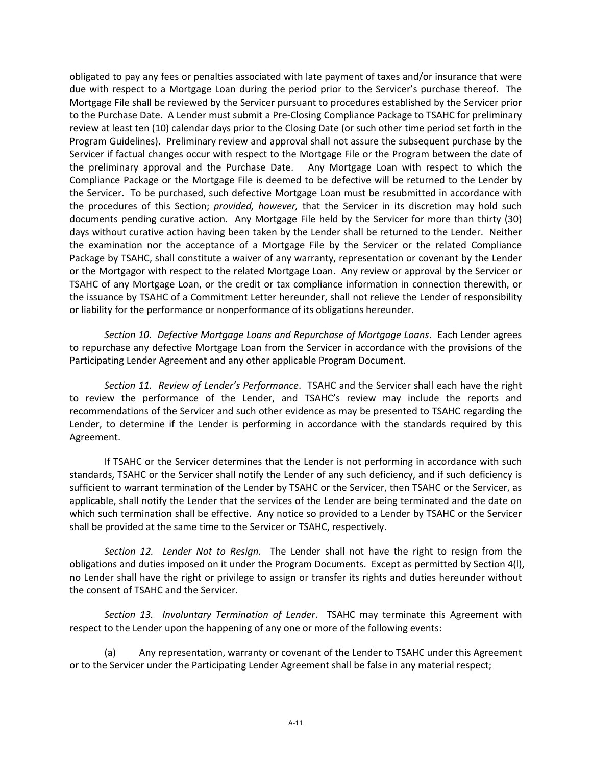obligated to pay any fees or penalties associated with late payment of taxes and/or insurance that were due with respect to a Mortgage Loan during the period prior to the Servicer's purchase thereof. The Mortgage File shall be reviewed by the Servicer pursuant to procedures established by the Servicer prior to the Purchase Date. A Lender must submit a Pre-Closing Compliance Package to TSAHC for preliminary review at least ten (10) calendar days prior to the Closing Date (or such other time period set forth in the Program Guidelines). Preliminary review and approval shall not assure the subsequent purchase by the Servicer if factual changes occur with respect to the Mortgage File or the Program between the date of the preliminary approval and the Purchase Date. Any Mortgage Loan with respect to which the Compliance Package or the Mortgage File is deemed to be defective will be returned to the Lender by the Servicer. To be purchased, such defective Mortgage Loan must be resubmitted in accordance with the procedures of this Section; *provided, however,* that the Servicer in its discretion may hold such documents pending curative action. Any Mortgage File held by the Servicer for more than thirty (30) days without curative action having been taken by the Lender shall be returned to the Lender. Neither the examination nor the acceptance of a Mortgage File by the Servicer or the related Compliance Package by TSAHC, shall constitute a waiver of any warranty, representation or covenant by the Lender or the Mortgagor with respect to the related Mortgage Loan. Any review or approval by the Servicer or TSAHC of any Mortgage Loan, or the credit or tax compliance information in connection therewith, or the issuance by TSAHC of a Commitment Letter hereunder, shall not relieve the Lender of responsibility or liability for the performance or nonperformance of its obligations hereunder.

*Section 10. Defective Mortgage Loans and Repurchase of Mortgage Loans*. Each Lender agrees to repurchase any defective Mortgage Loan from the Servicer in accordance with the provisions of the Participating Lender Agreement and any other applicable Program Document.

*Section 11. Review of Lender's Performance*. TSAHC and the Servicer shall each have the right to review the performance of the Lender, and TSAHC's review may include the reports and recommendations of the Servicer and such other evidence as may be presented to TSAHC regarding the Lender, to determine if the Lender is performing in accordance with the standards required by this Agreement.

If TSAHC or the Servicer determines that the Lender is not performing in accordance with such standards, TSAHC or the Servicer shall notify the Lender of any such deficiency, and if such deficiency is sufficient to warrant termination of the Lender by TSAHC or the Servicer, then TSAHC or the Servicer, as applicable, shall notify the Lender that the services of the Lender are being terminated and the date on which such termination shall be effective. Any notice so provided to a Lender by TSAHC or the Servicer shall be provided at the same time to the Servicer or TSAHC, respectively.

*Section 12. Lender Not to Resign*. The Lender shall not have the right to resign from the obligations and duties imposed on it under the Program Documents. Except as permitted by Section 4(l), no Lender shall have the right or privilege to assign or transfer its rights and duties hereunder without the consent of TSAHC and the Servicer.

*Section 13. Involuntary Termination of Lender*. TSAHC may terminate this Agreement with respect to the Lender upon the happening of any one or more of the following events:

(a) Any representation, warranty or covenant of the Lender to TSAHC under this Agreement or to the Servicer under the Participating Lender Agreement shall be false in any material respect;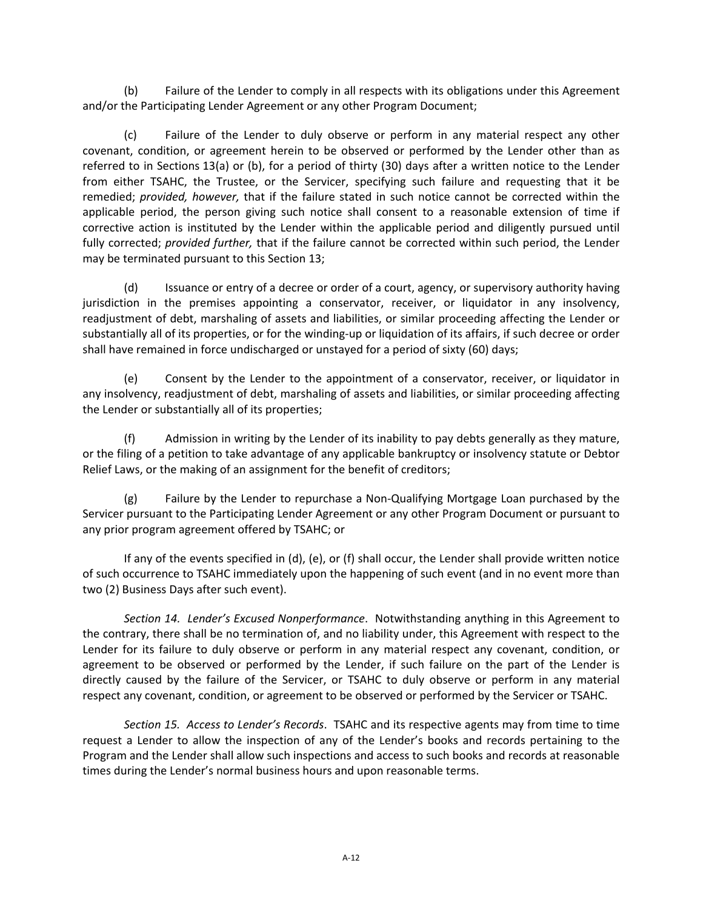(b) Failure of the Lender to comply in all respects with its obligations under this Agreement and/or the Participating Lender Agreement or any other Program Document;

(c) Failure of the Lender to duly observe or perform in any material respect any other covenant, condition, or agreement herein to be observed or performed by the Lender other than as referred to in Sections 13(a) or (b), for a period of thirty (30) days after a written notice to the Lender from either TSAHC, the Trustee, or the Servicer, specifying such failure and requesting that it be remedied; *provided, however,* that if the failure stated in such notice cannot be corrected within the applicable period, the person giving such notice shall consent to a reasonable extension of time if corrective action is instituted by the Lender within the applicable period and diligently pursued until fully corrected; *provided further,* that if the failure cannot be corrected within such period, the Lender may be terminated pursuant to this Section 13;

(d) Issuance or entry of a decree or order of a court, agency, or supervisory authority having jurisdiction in the premises appointing a conservator, receiver, or liquidator in any insolvency, readjustment of debt, marshaling of assets and liabilities, or similar proceeding affecting the Lender or substantially all of its properties, or for the winding-up or liquidation of its affairs, if such decree or order shall have remained in force undischarged or unstayed for a period of sixty (60) days;

(e) Consent by the Lender to the appointment of a conservator, receiver, or liquidator in any insolvency, readjustment of debt, marshaling of assets and liabilities, or similar proceeding affecting the Lender or substantially all of its properties;

(f) Admission in writing by the Lender of its inability to pay debts generally as they mature, or the filing of a petition to take advantage of any applicable bankruptcy or insolvency statute or Debtor Relief Laws, or the making of an assignment for the benefit of creditors;

(g) Failure by the Lender to repurchase a Non-Qualifying Mortgage Loan purchased by the Servicer pursuant to the Participating Lender Agreement or any other Program Document or pursuant to any prior program agreement offered by TSAHC; or

If any of the events specified in (d), (e), or (f) shall occur, the Lender shall provide written notice of such occurrence to TSAHC immediately upon the happening of such event (and in no event more than two (2) Business Days after such event).

*Section 14. Lender's Excused Nonperformance*. Notwithstanding anything in this Agreement to the contrary, there shall be no termination of, and no liability under, this Agreement with respect to the Lender for its failure to duly observe or perform in any material respect any covenant, condition, or agreement to be observed or performed by the Lender, if such failure on the part of the Lender is directly caused by the failure of the Servicer, or TSAHC to duly observe or perform in any material respect any covenant, condition, or agreement to be observed or performed by the Servicer or TSAHC.

*Section 15. Access to Lender's Records*. TSAHC and its respective agents may from time to time request a Lender to allow the inspection of any of the Lender's books and records pertaining to the Program and the Lender shall allow such inspections and access to such books and records at reasonable times during the Lender's normal business hours and upon reasonable terms.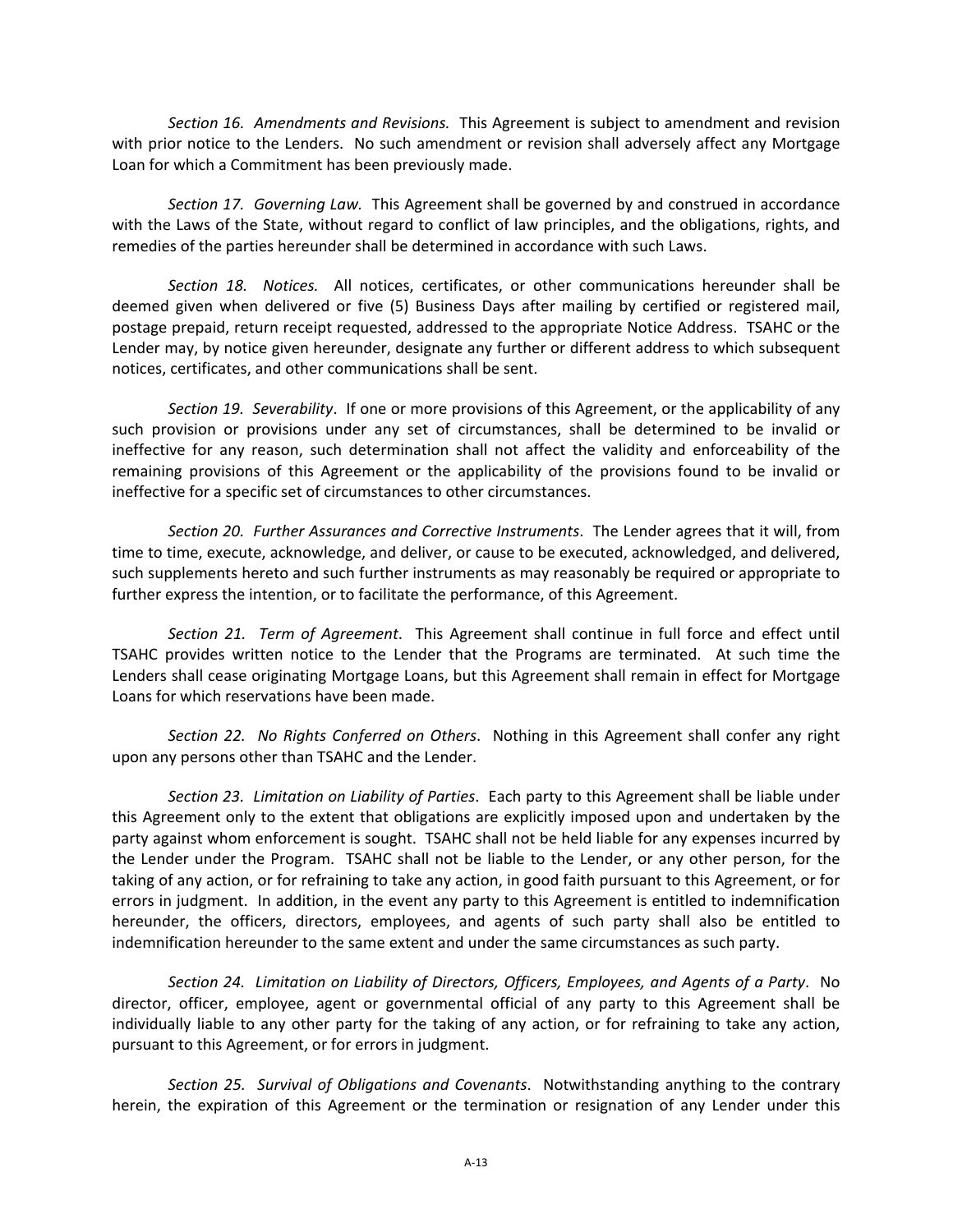*Section 16. Amendments and Revisions.* This Agreement is subject to amendment and revision with prior notice to the Lenders. No such amendment or revision shall adversely affect any Mortgage Loan for which a Commitment has been previously made.

*Section 17. Governing Law.* This Agreement shall be governed by and construed in accordance with the Laws of the State, without regard to conflict of law principles, and the obligations, rights, and remedies of the parties hereunder shall be determined in accordance with such Laws.

*Section 18. Notices.* All notices, certificates, or other communications hereunder shall be deemed given when delivered or five (5) Business Days after mailing by certified or registered mail, postage prepaid, return receipt requested, addressed to the appropriate Notice Address. TSAHC or the Lender may, by notice given hereunder, designate any further or different address to which subsequent notices, certificates, and other communications shall be sent.

*Section 19. Severability*. If one or more provisions of this Agreement, or the applicability of any such provision or provisions under any set of circumstances, shall be determined to be invalid or ineffective for any reason, such determination shall not affect the validity and enforceability of the remaining provisions of this Agreement or the applicability of the provisions found to be invalid or ineffective for a specific set of circumstances to other circumstances.

*Section 20. Further Assurances and Corrective Instruments*. The Lender agrees that it will, from time to time, execute, acknowledge, and deliver, or cause to be executed, acknowledged, and delivered, such supplements hereto and such further instruments as may reasonably be required or appropriate to further express the intention, or to facilitate the performance, of this Agreement.

*Section 21. Term of Agreement*. This Agreement shall continue in full force and effect until TSAHC provides written notice to the Lender that the Programs are terminated. At such time the Lenders shall cease originating Mortgage Loans, but this Agreement shall remain in effect for Mortgage Loans for which reservations have been made.

*Section 22. No Rights Conferred on Others*. Nothing in this Agreement shall confer any right upon any persons other than TSAHC and the Lender.

*Section 23. Limitation on Liability of Parties*. Each party to this Agreement shall be liable under this Agreement only to the extent that obligations are explicitly imposed upon and undertaken by the party against whom enforcement is sought. TSAHC shall not be held liable for any expenses incurred by the Lender under the Program. TSAHC shall not be liable to the Lender, or any other person, for the taking of any action, or for refraining to take any action, in good faith pursuant to this Agreement, or for errors in judgment. In addition, in the event any party to this Agreement is entitled to indemnification hereunder, the officers, directors, employees, and agents of such party shall also be entitled to indemnification hereunder to the same extent and under the same circumstances as such party.

*Section 24. Limitation on Liability of Directors, Officers, Employees, and Agents of a Party*. No director, officer, employee, agent or governmental official of any party to this Agreement shall be individually liable to any other party for the taking of any action, or for refraining to take any action, pursuant to this Agreement, or for errors in judgment.

*Section 25. Survival of Obligations and Covenants*. Notwithstanding anything to the contrary herein, the expiration of this Agreement or the termination or resignation of any Lender under this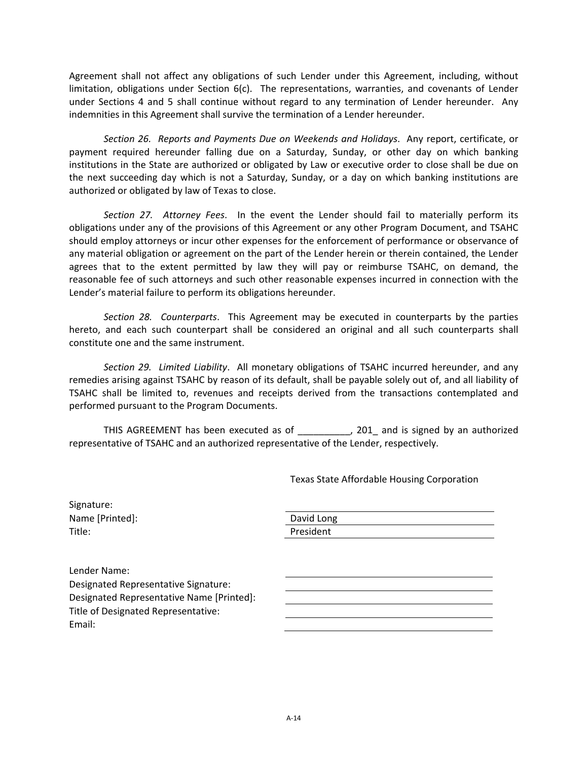Agreement shall not affect any obligations of such Lender under this Agreement, including, without limitation, obligations under Section 6(c). The representations, warranties, and covenants of Lender under Sections 4 and 5 shall continue without regard to any termination of Lender hereunder. Any indemnities in this Agreement shall survive the termination of a Lender hereunder.

*Section 26. Reports and Payments Due on Weekends and Holidays*. Any report, certificate, or payment required hereunder falling due on a Saturday, Sunday, or other day on which banking institutions in the State are authorized or obligated by Law or executive order to close shall be due on the next succeeding day which is not a Saturday, Sunday, or a day on which banking institutions are authorized or obligated by law of Texas to close.

*Section 27. Attorney Fees*. In the event the Lender should fail to materially perform its obligations under any of the provisions of this Agreement or any other Program Document, and TSAHC should employ attorneys or incur other expenses for the enforcement of performance or observance of any material obligation or agreement on the part of the Lender herein or therein contained, the Lender agrees that to the extent permitted by law they will pay or reimburse TSAHC, on demand, the reasonable fee of such attorneys and such other reasonable expenses incurred in connection with the Lender's material failure to perform its obligations hereunder.

*Section 28. Counterparts*. This Agreement may be executed in counterparts by the parties hereto, and each such counterpart shall be considered an original and all such counterparts shall constitute one and the same instrument.

*Section 29. Limited Liability*. All monetary obligations of TSAHC incurred hereunder, and any remedies arising against TSAHC by reason of its default, shall be payable solely out of, and all liability of TSAHC shall be limited to, revenues and receipts derived from the transactions contemplated and performed pursuant to the Program Documents.

THIS AGREEMENT has been executed as of __________, 201_ and is signed by an authorized representative of TSAHC and an authorized representative of the Lender, respectively.

Texas State Affordable Housing Corporation

Signature: ______________________________

Name [Printed]: David Long

Title: President

Lender Name: ______________________________

Designated Representative Signature: ______________________________

Designated Representative Name [Printed]: ______________________________

Title of Designated Representative: ______________________________

Email: ______________________________